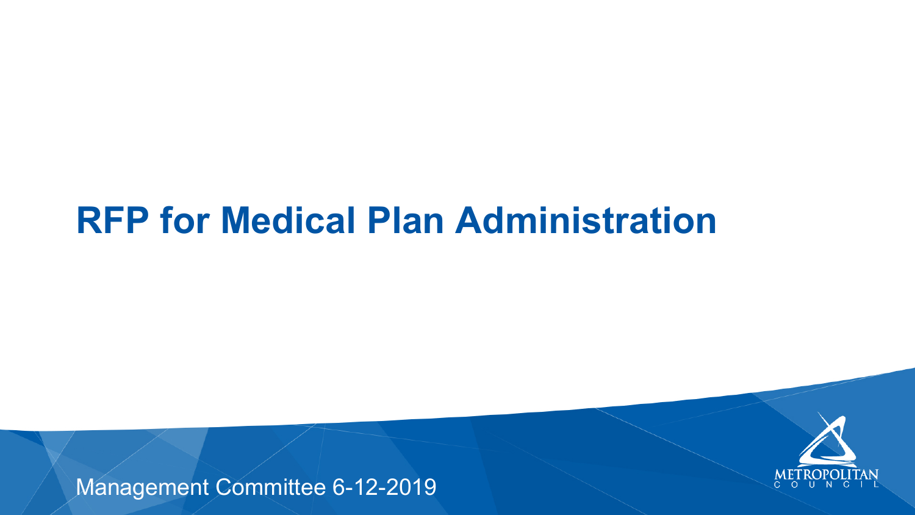# RFP for Medical Plan Administration

Management Committee 6-12-2019

METROPOLITAN COUNCIL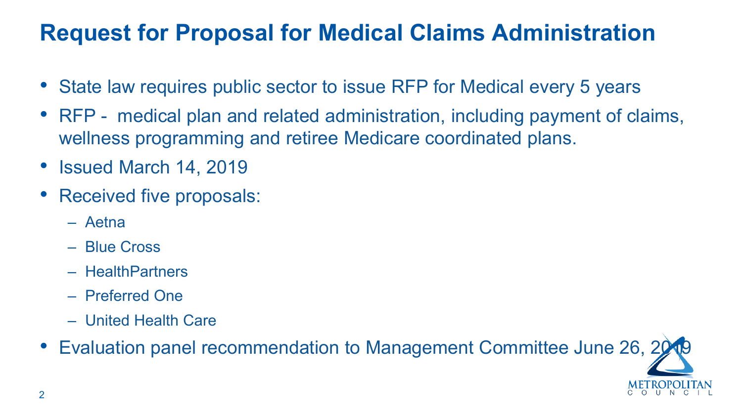# Request for Proposal for Medical Claims Administration

- State law requires public sector to issue RFP for Medical every 5 years
- RFP - medical plan and related administration, including payment of claims, wellness programming and retiree Medicare coordinated plans.
- Issued March 14, 2019
- Received five proposals:
  - Aetna
  - Blue Cross
  - HealthPartners
  - Preferred One
  - United Health Care
- Evaluation panel recommendation to Management Committee June 26, 2019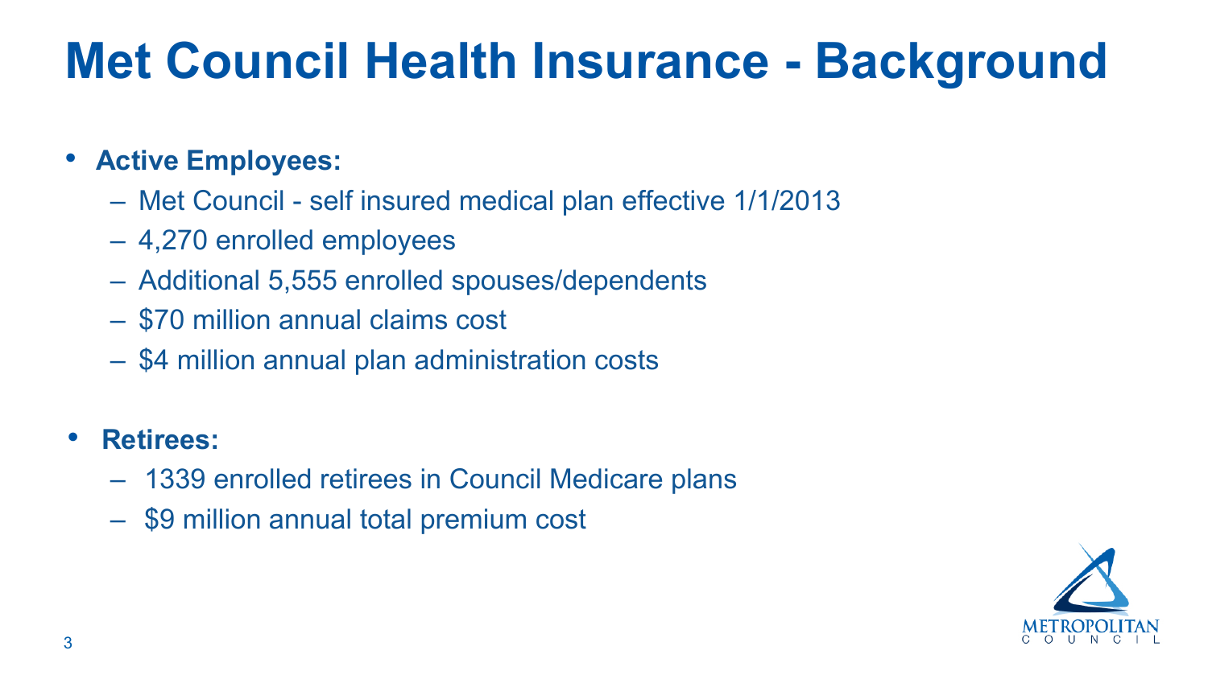# Met Council Health Insurance - Background

- **Active Employees:**
  - Met Council - self insured medical plan effective 1/1/2013
  - 4,270 enrolled employees
  - Additional 5,555 enrolled spouses/dependents
  - $70 million annual claims cost
  - $4 million annual plan administration costs

- **Retirees:**
  - 1339 enrolled retirees in Council Medicare plans
  - $9 million annual total premium cost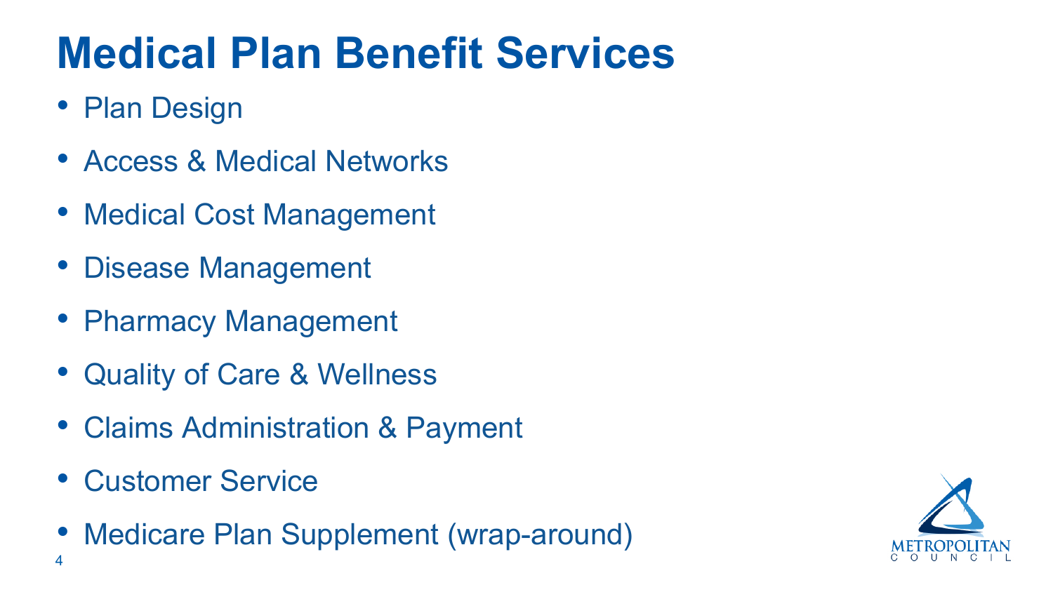# Medical Plan Benefit Services

- Plan Design
- Access & Medical Networks
- Medical Cost Management
- Disease Management
- Pharmacy Management
- Quality of Care & Wellness
- Claims Administration & Payment
- Customer Service
- Medicare Plan Supplement (wrap-around)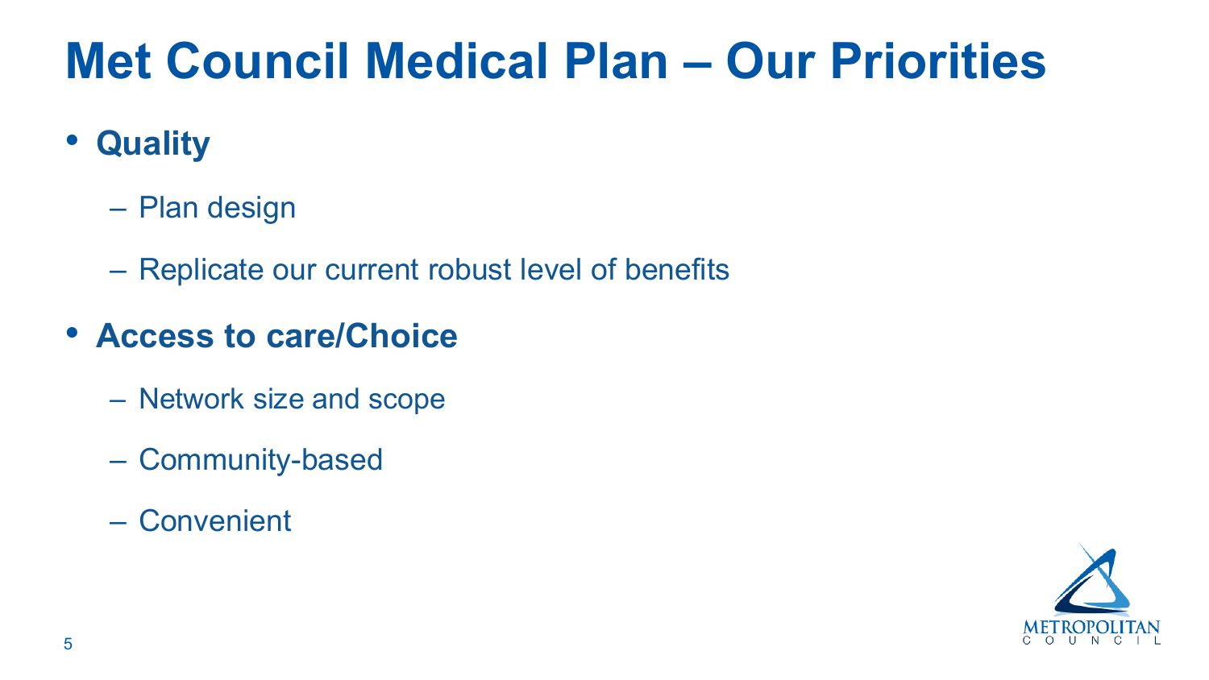# Met Council Medical Plan – Our Priorities

- **Quality**
  - Plan design
  - Replicate our current robust level of benefits
- **Access to care/Choice**
  - Network size and scope
  - Community-based
  - Convenient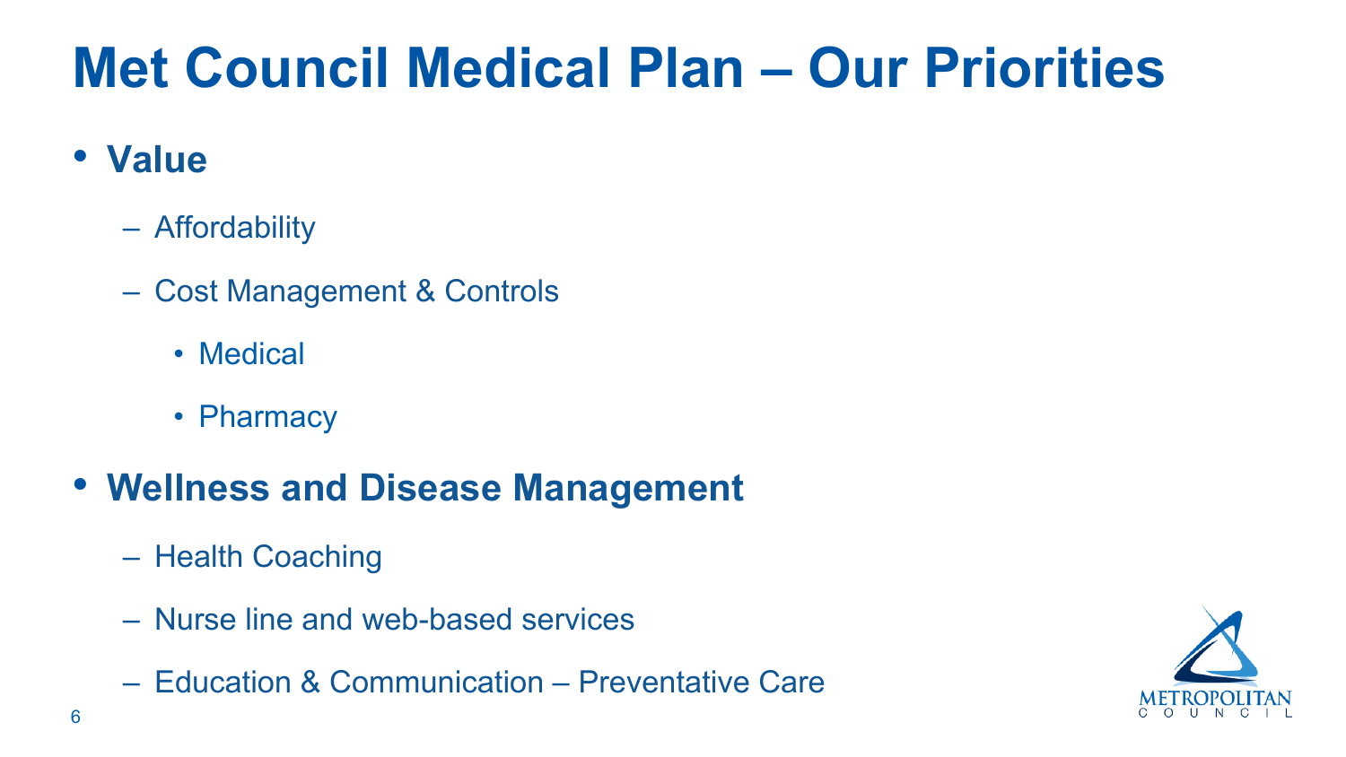# Met Council Medical Plan – Our Priorities

- **Value**
  - Affordability
  - Cost Management & Controls
    - Medical
    - Pharmacy
- **Wellness and Disease Management**
  - Health Coaching
  - Nurse line and web-based services
  - Education & Communication – Preventative Care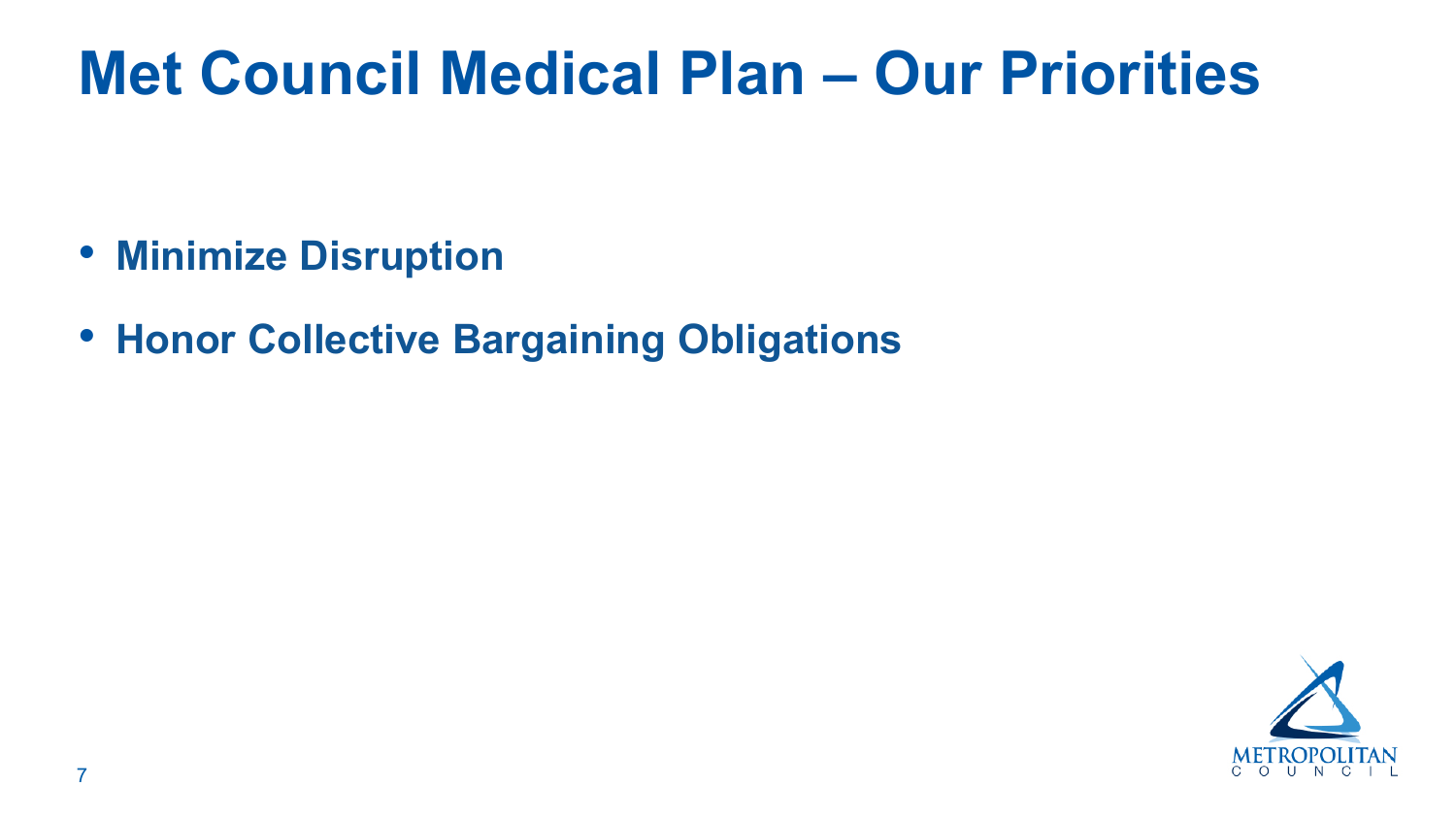# Met Council Medical Plan – Our Priorities

- **Minimize Disruption**
- **Honor Collective Bargaining Obligations**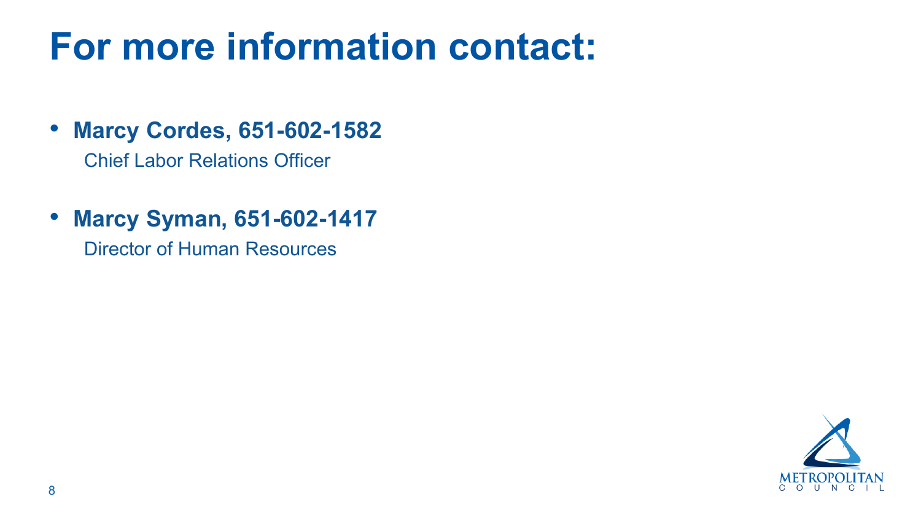# For more information contact:

- **Marcy Cordes, 651-602-1582**
  Chief Labor Relations Officer

- **Marcy Syman, 651-602-1417**
  Director of Human Resources